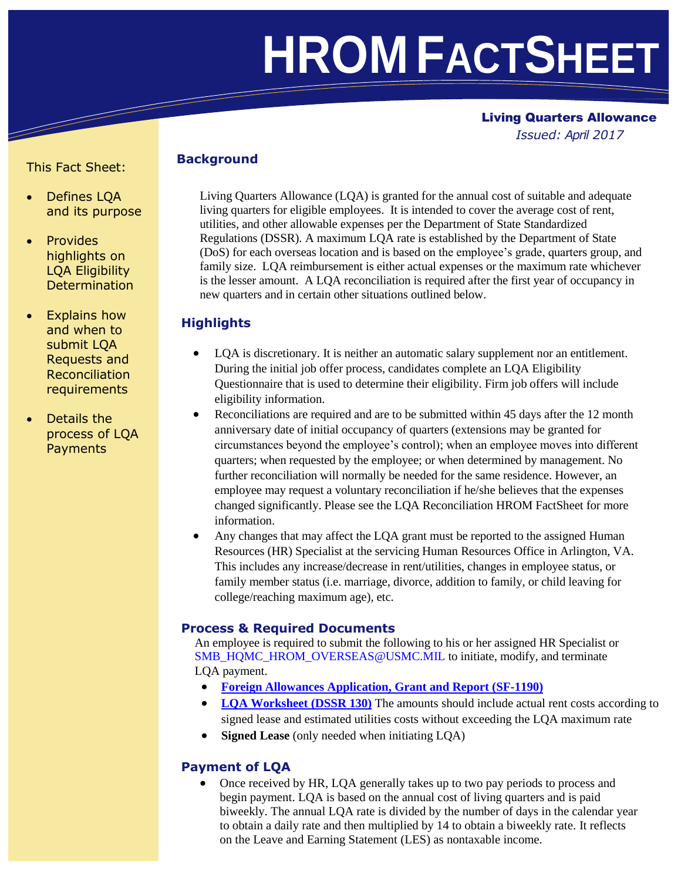# HROM FACTSHEET

**Living Quarters Allowance**

*Issued: April 2017*

This Fact Sheet:

- Defines LQA and its purpose
- Provides highlights on LQA Eligibility Determination
- Explains how and when to submit LQA Requests and Reconciliation requirements
- Details the process of LQA Payments

## Background

Living Quarters Allowance (LQA) is granted for the annual cost of suitable and adequate living quarters for eligible employees. It is intended to cover the average cost of rent, utilities, and other allowable expenses per the Department of State Standardized Regulations (DSSR). A maximum LQA rate is established by the Department of State (DoS) for each overseas location and is based on the employee's grade, quarters group, and family size. LQA reimbursement is either actual expenses or the maximum rate whichever is the lesser amount. A LQA reconciliation is required after the first year of occupancy in new quarters and in certain other situations outlined below.

## Highlights

- LQA is discretionary. It is neither an automatic salary supplement nor an entitlement. During the initial job offer process, candidates complete an LQA Eligibility Questionnaire that is used to determine their eligibility. Firm job offers will include eligibility information.
- Reconciliations are required and are to be submitted within 45 days after the 12 month anniversary date of initial occupancy of quarters (extensions may be granted for circumstances beyond the employee's control); when an employee moves into different quarters; when requested by the employee; or when determined by management. No further reconciliation will normally be needed for the same residence. However, an employee may request a voluntary reconciliation if he/she believes that the expenses changed significantly. Please see the LQA Reconciliation HROM FactSheet for more information.
- Any changes that may affect the LQA grant must be reported to the assigned Human Resources (HR) Specialist at the servicing Human Resources Office in Arlington, VA. This includes any increase/decrease in rent/utilities, changes in employee status, or family member status (i.e. marriage, divorce, addition to family, or child leaving for college/reaching maximum age), etc.

## Process & Required Documents

An employee is required to submit the following to his or her assigned HR Specialist or SMB_HQMC_HROM_OVERSEAS@USMC.MIL to initiate, modify, and terminate LQA payment.

- **Foreign Allowances Application, Grant and Report (SF-1190)**
- **LQA Worksheet (DSSR 130)** The amounts should include actual rent costs according to signed lease and estimated utilities costs without exceeding the LQA maximum rate
- **Signed Lease** (only needed when initiating LQA)

## Payment of LQA

- Once received by HR, LQA generally takes up to two pay periods to process and begin payment. LQA is based on the annual cost of living quarters and is paid biweekly. The annual LQA rate is divided by the number of days in the calendar year to obtain a daily rate and then multiplied by 14 to obtain a biweekly rate. It reflects on the Leave and Earning Statement (LES) as nontaxable income.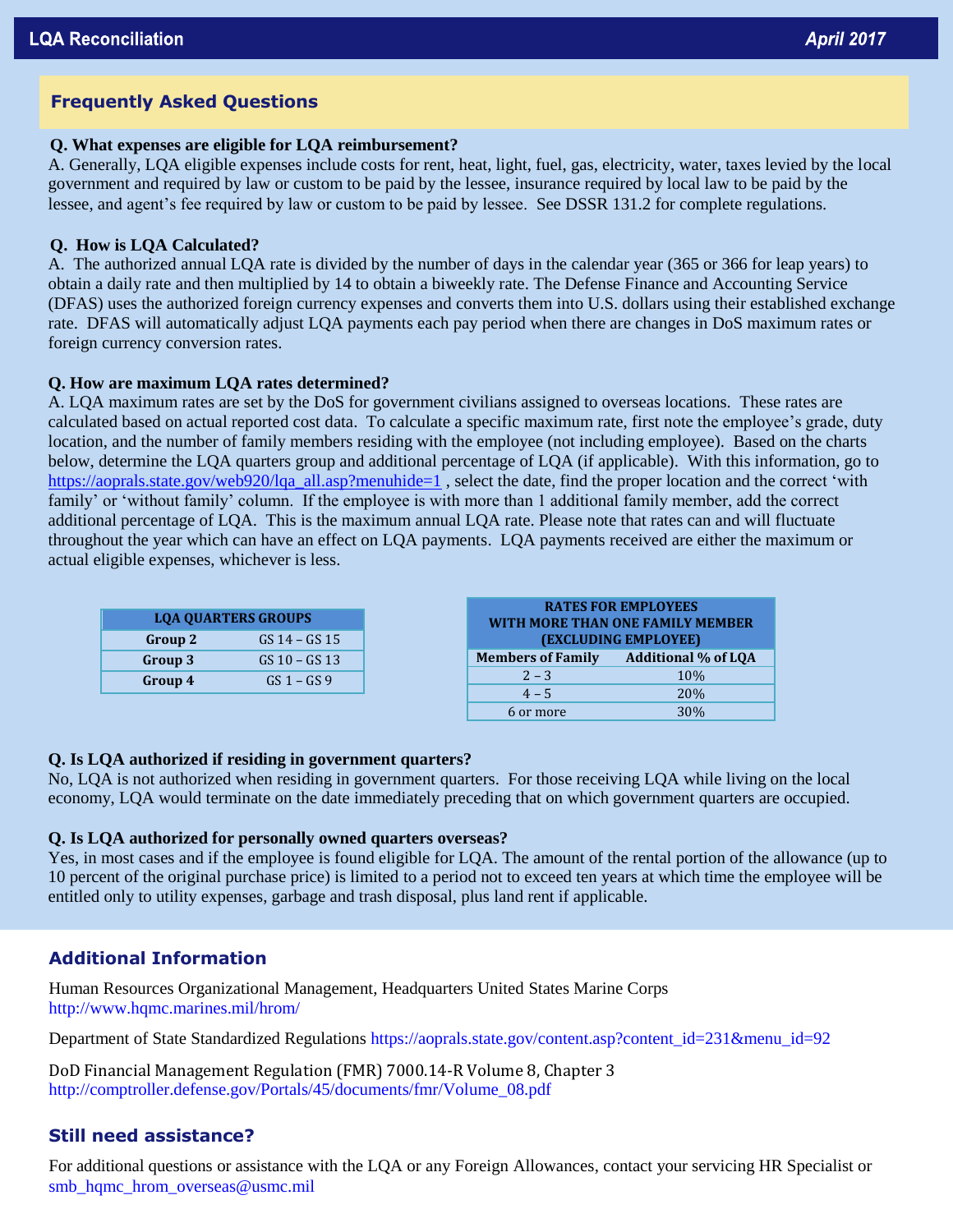## Frequently Asked Questions

**Q. What expenses are eligible for LQA reimbursement?**

A. Generally, LQA eligible expenses include costs for rent, heat, light, fuel, gas, electricity, water, taxes levied by the local government and required by law or custom to be paid by the lessee, insurance required by local law to be paid by the lessee, and agent's fee required by law or custom to be paid by lessee. See DSSR 131.2 for complete regulations.

**Q. How is LQA Calculated?**

A. The authorized annual LQA rate is divided by the number of days in the calendar year (365 or 366 for leap years) to obtain a daily rate and then multiplied by 14 to obtain a biweekly rate. The Defense Finance and Accounting Service (DFAS) uses the authorized foreign currency expenses and converts them into U.S. dollars using their established exchange rate. DFAS will automatically adjust LQA payments each pay period when there are changes in DoS maximum rates or foreign currency conversion rates.

**Q. How are maximum LQA rates determined?**

A. LQA maximum rates are set by the DoS for government civilians assigned to overseas locations. These rates are calculated based on actual reported cost data. To calculate a specific maximum rate, first note the employee's grade, duty location, and the number of family members residing with the employee (not including employee). Based on the charts below, determine the LQA quarters group and additional percentage of LQA (if applicable). With this information, go to https://aoprals.state.gov/web920/lqa_all.asp?menuhide=1 , select the date, find the proper location and the correct 'with family' or 'without family' column. If the employee is with more than 1 additional family member, add the correct additional percentage of LQA. This is the maximum annual LQA rate. Please note that rates can and will fluctuate throughout the year which can have an effect on LQA payments. LQA payments received are either the maximum or actual eligible expenses, whichever is less.

| LQA QUARTERS GROUPS | |
|---|---|
| **Group 2** | GS 14 – GS 15 |
| **Group 3** | GS 10 – GS 13 |
| **Group 4** | GS 1 – GS 9 |

| RATES FOR EMPLOYEES WITH MORE THAN ONE FAMILY MEMBER (EXCLUDING EMPLOYEE) | |
|---|---|
| **Members of Family** | **Additional % of LQA** |
| 2 – 3 | 10% |
| 4 – 5 | 20% |
| 6 or more | 30% |

**Q. Is LQA authorized if residing in government quarters?**

No, LQA is not authorized when residing in government quarters. For those receiving LQA while living on the local economy, LQA would terminate on the date immediately preceding that on which government quarters are occupied.

**Q. Is LQA authorized for personally owned quarters overseas?**

Yes, in most cases and if the employee is found eligible for LQA. The amount of the rental portion of the allowance (up to 10 percent of the original purchase price) is limited to a period not to exceed ten years at which time the employee will be entitled only to utility expenses, garbage and trash disposal, plus land rent if applicable.

## Additional Information

Human Resources Organizational Management, Headquarters United States Marine Corps
http://www.hqmc.marines.mil/hrom/

Department of State Standardized Regulations https://aoprals.state.gov/content.asp?content_id=231&menu_id=92

DoD Financial Management Regulation (FMR) 7000.14-R Volume 8, Chapter 3
http://comptroller.defense.gov/Portals/45/documents/fmr/Volume_08.pdf

## Still need assistance?

For additional questions or assistance with the LQA or any Foreign Allowances, contact your servicing HR Specialist or smb_hqmc_hrom_overseas@usmc.mil